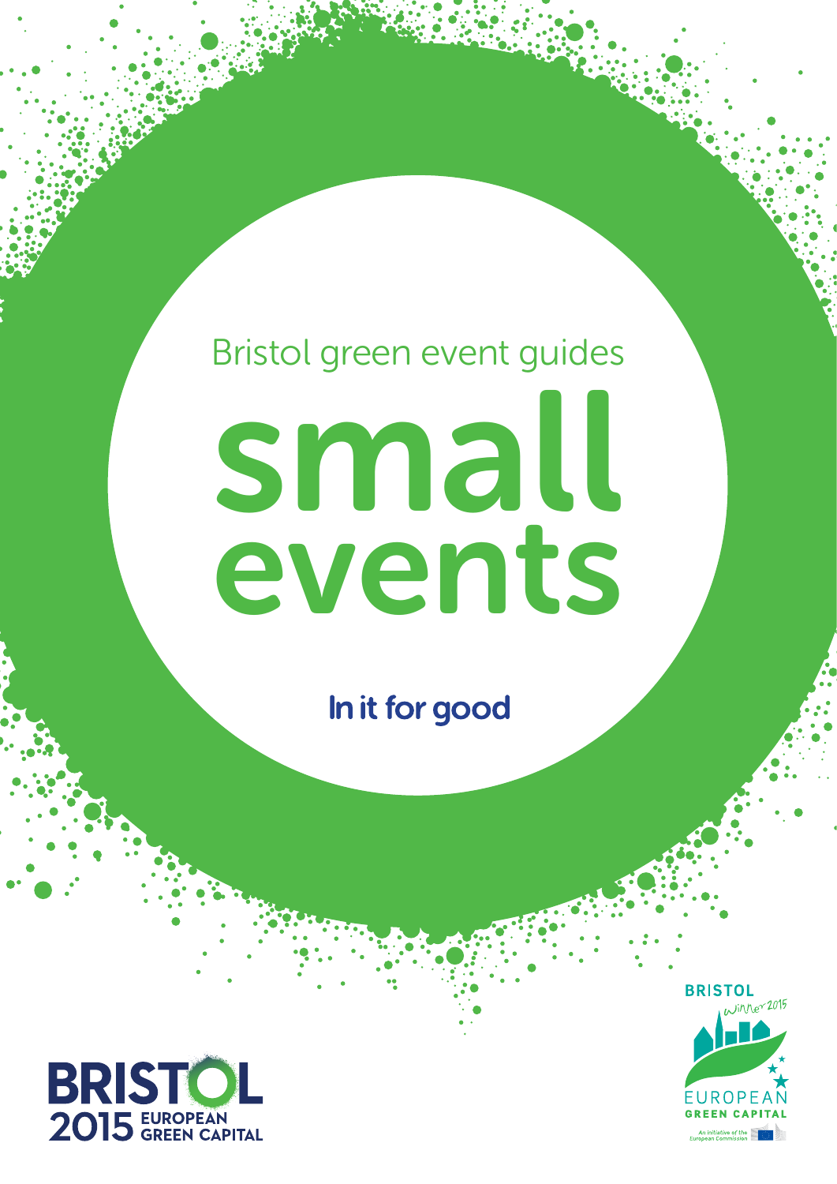Bristol green event guides

# small events

**In it for good**

BRISTOL 2015 EUROPEAN GREEN CAPITAL

BRISTOL Winner 2015 EUROPEAN GREEN CAPITAL

An initiative of the European Commission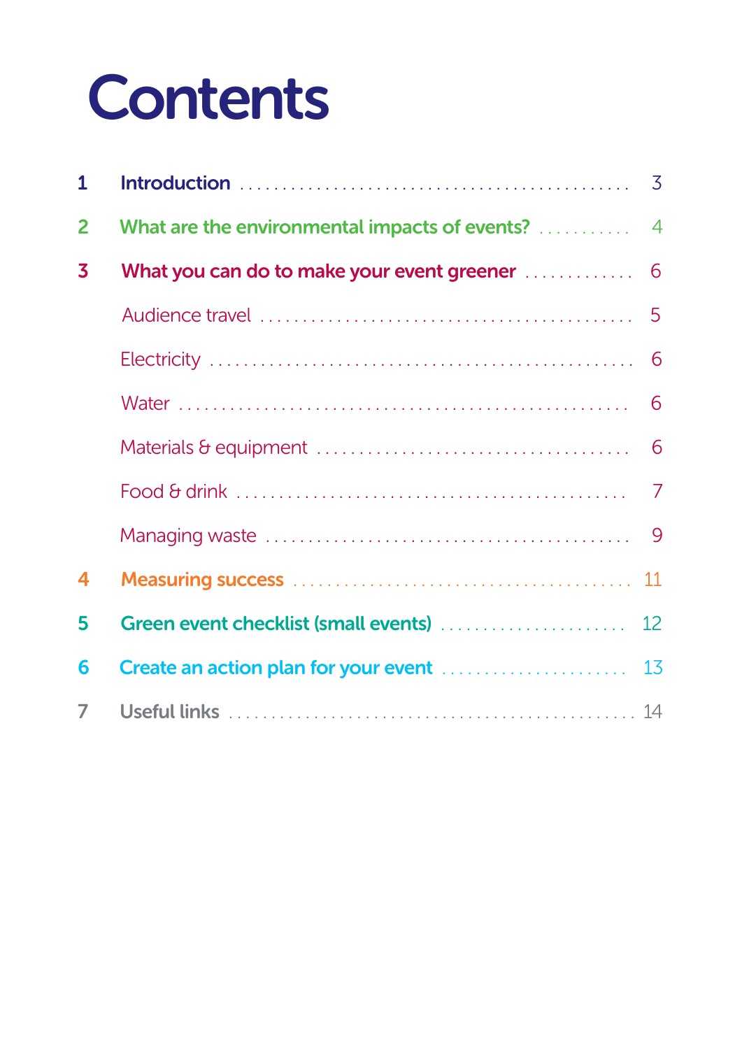# Contents

1 **Introduction** ..... 3

2 **What are the environmental impacts of events?** ..... 4

3 **What you can do to make your event greener** ..... 6

- Audience travel ..... 5
- Electricity ..... 6
- Water ..... 6
- Materials & equipment ..... 6
- Food & drink ..... 7
- Managing waste ..... 9

4 **Measuring success** ..... 11

5 **Green event checklist (small events)** ..... 12

6 **Create an action plan for your event** ..... 13

7 **Useful links** ..... 14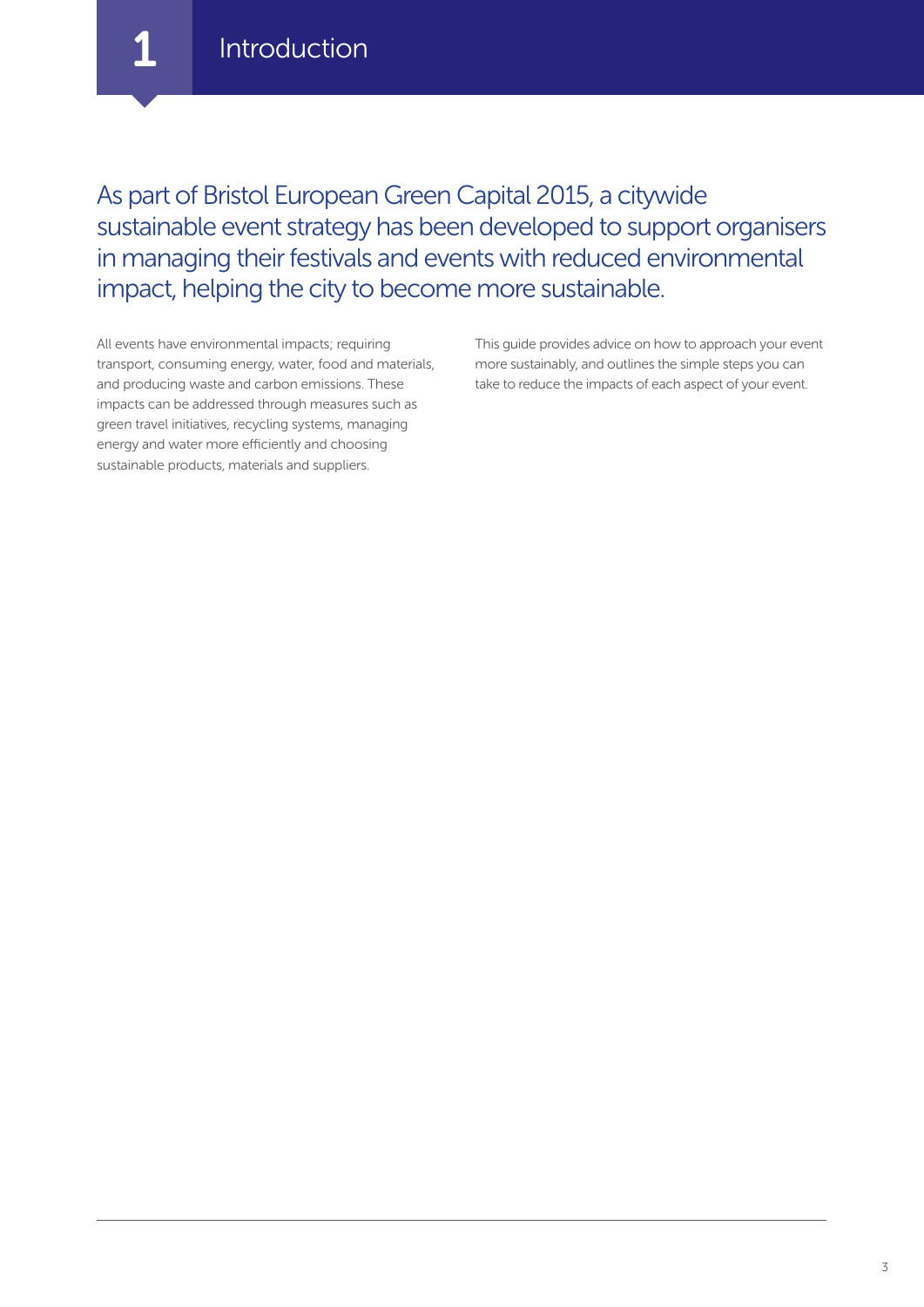# 1 Introduction

## As part of Bristol European Green Capital 2015, a citywide sustainable event strategy has been developed to support organisers in managing their festivals and events with reduced environmental impact, helping the city to become more sustainable.

All events have environmental impacts; requiring transport, consuming energy, water, food and materials, and producing waste and carbon emissions. These impacts can be addressed through measures such as green travel initiatives, recycling systems, managing energy and water more efficiently and choosing sustainable products, materials and suppliers.

This guide provides advice on how to approach your event more sustainably, and outlines the simple steps you can take to reduce the impacts of each aspect of your event.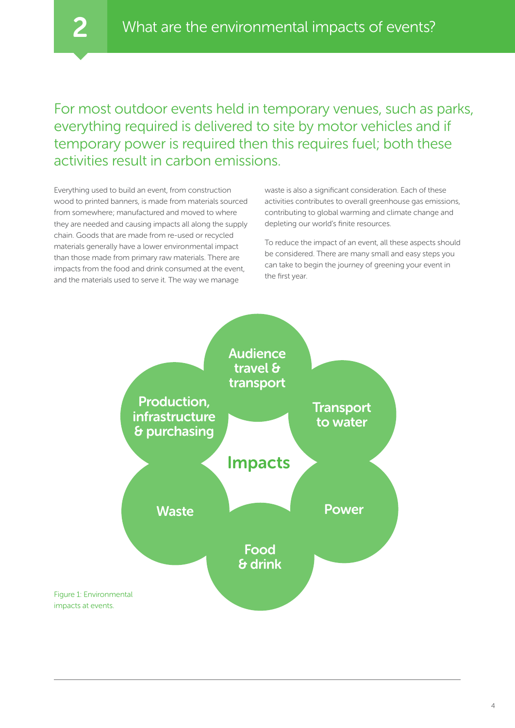# 2 What are the environmental impacts of events?

For most outdoor events held in temporary venues, such as parks, everything required is delivered to site by motor vehicles and if temporary power is required then this requires fuel; both these activities result in carbon emissions.

Everything used to build an event, from construction wood to printed banners, is made from materials sourced from somewhere; manufactured and moved to where they are needed and causing impacts all along the supply chain. Goods that are made from re-used or recycled materials generally have a lower environmental impact than those made from primary raw materials. There are impacts from the food and drink consumed at the event, and the materials used to serve it. The way we manage waste is also a significant consideration. Each of these activities contributes to overall greenhouse gas emissions, contributing to global warming and climate change and depleting our world's finite resources.

To reduce the impact of an event, all these aspects should be considered. There are many small and easy steps you can take to begin the journey of greening your event in the first year.

**Impacts**

- Audience travel & transport
- Transport to water
- Power
- Food & drink
- Waste
- Production, infrastructure & purchasing

Figure 1: Environmental impacts at events.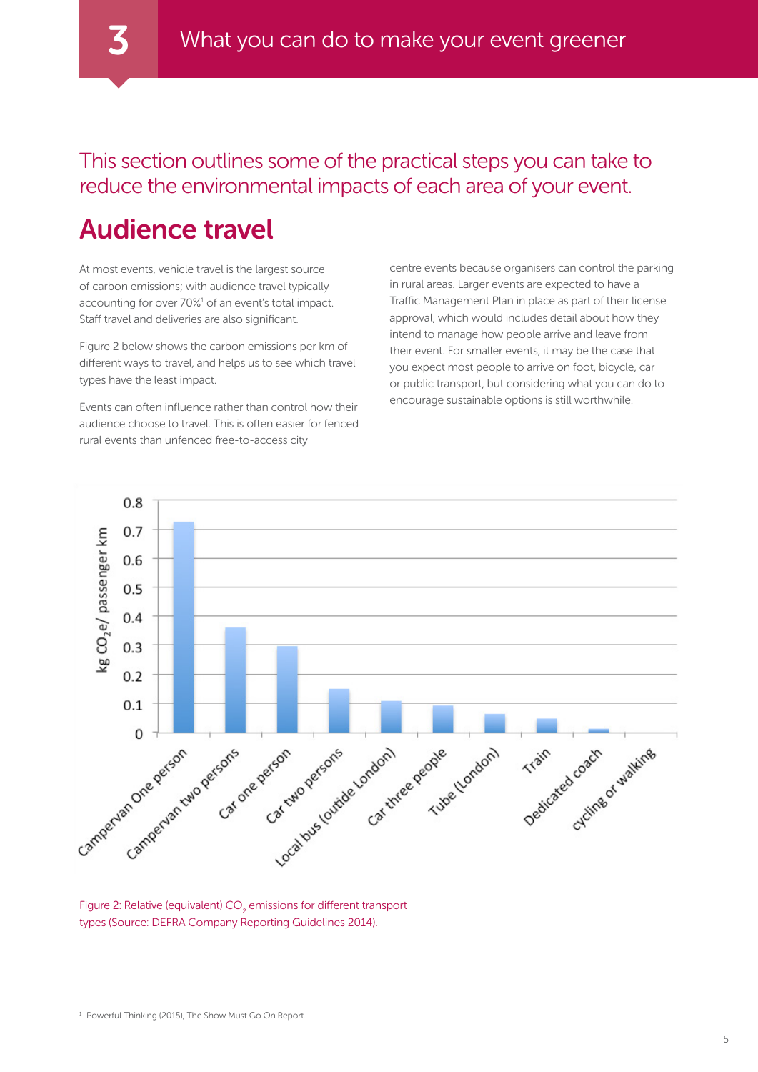# 3 What you can do to make your event greener

This section outlines some of the practical steps you can take to reduce the environmental impacts of each area of your event.

## Audience travel

At most events, vehicle travel is the largest source of carbon emissions; with audience travel typically accounting for over 70%[1] of an event's total impact. Staff travel and deliveries are also significant.

Figure 2 below shows the carbon emissions per km of different ways to travel, and helps us to see which travel types have the least impact.

Events can often influence rather than control how their audience choose to travel. This is often easier for fenced rural events than unfenced free-to-access city centre events because organisers can control the parking in rural areas. Larger events are expected to have a Traffic Management Plan in place as part of their license approval, which would includes detail about how they intend to manage how people arrive and leave from their event. For smaller events, it may be the case that you expect most people to arrive on foot, bicycle, car or public transport, but considering what you can do to encourage sustainable options is still worthwhile.

Figure 2: Relative (equivalent) $CO_2$ emissions for different transport types (Source: DEFRA Company Reporting Guidelines 2014).

[1] Powerful Thinking (2015), The Show Must Go On Report.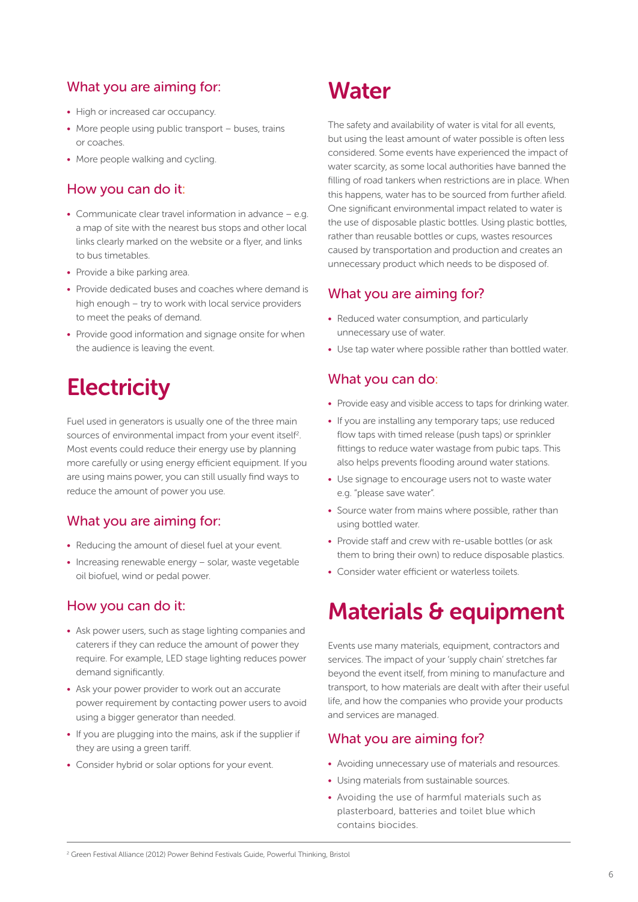### What you are aiming for:

- High or increased car occupancy.
- More people using public transport – buses, trains or coaches.
- More people walking and cycling.

### How you can do it:

- Communicate clear travel information in advance – e.g. a map of site with the nearest bus stops and other local links clearly marked on the website or a flyer, and links to bus timetables.
- Provide a bike parking area.
- Provide dedicated buses and coaches where demand is high enough – try to work with local service providers to meet the peaks of demand.
- Provide good information and signage onsite for when the audience is leaving the event.

# Electricity

Fuel used in generators is usually one of the three main sources of environmental impact from your event itself[2]. Most events could reduce their energy use by planning more carefully or using energy efficient equipment. If you are using mains power, you can still usually find ways to reduce the amount of power you use.

### What you are aiming for:

- Reducing the amount of diesel fuel at your event.
- Increasing renewable energy – solar, waste vegetable oil biofuel, wind or pedal power.

### How you can do it:

- Ask power users, such as stage lighting companies and caterers if they can reduce the amount of power they require. For example, LED stage lighting reduces power demand significantly.
- Ask your power provider to work out an accurate power requirement by contacting power users to avoid using a bigger generator than needed.
- If you are plugging into the mains, ask if the supplier if they are using a green tariff.
- Consider hybrid or solar options for your event.

# Water

The safety and availability of water is vital for all events, but using the least amount of water possible is often less considered. Some events have experienced the impact of water scarcity, as some local authorities have banned the filling of road tankers when restrictions are in place. When this happens, water has to be sourced from further afield. One significant environmental impact related to water is the use of disposable plastic bottles. Using plastic bottles, rather than reusable bottles or cups, wastes resources caused by transportation and production and creates an unnecessary product which needs to be disposed of.

### What you are aiming for?

- Reduced water consumption, and particularly unnecessary use of water.
- Use tap water where possible rather than bottled water.

### What you can do:

- Provide easy and visible access to taps for drinking water.
- If you are installing any temporary taps; use reduced flow taps with timed release (push taps) or sprinkler fittings to reduce water wastage from pubic taps. This also helps prevents flooding around water stations.
- Use signage to encourage users not to waste water e.g. "please save water".
- Source water from mains where possible, rather than using bottled water.
- Provide staff and crew with re-usable bottles (or ask them to bring their own) to reduce disposable plastics.
- Consider water efficient or waterless toilets.

# Materials & equipment

Events use many materials, equipment, contractors and services. The impact of your 'supply chain' stretches far beyond the event itself, from mining to manufacture and transport, to how materials are dealt with after their useful life, and how the companies who provide your products and services are managed.

### What you are aiming for?

- Avoiding unnecessary use of materials and resources.
- Using materials from sustainable sources.
- Avoiding the use of harmful materials such as plasterboard, batteries and toilet blue which contains biocides.

---

[2] Green Festival Alliance (2012) Power Behind Festivals Guide, Powerful Thinking, Bristol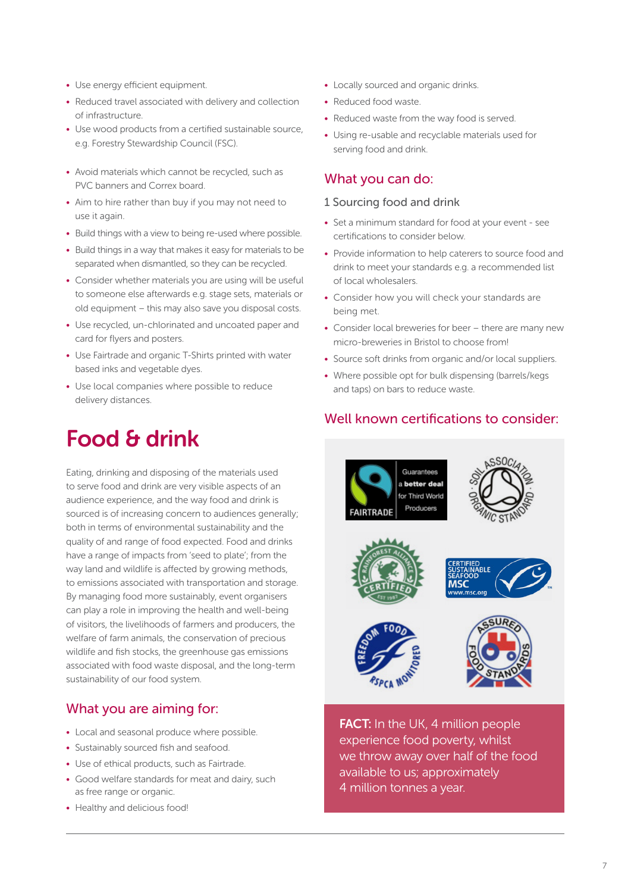- Use energy efficient equipment.
- Reduced travel associated with delivery and collection of infrastructure.
- Use wood products from a certified sustainable source, e.g. Forestry Stewardship Council (FSC).

- Avoid materials which cannot be recycled, such as PVC banners and Correx board.
- Aim to hire rather than buy if you may not need to use it again.
- Build things with a view to being re-used where possible.
- Build things in a way that makes it easy for materials to be separated when dismantled, so they can be recycled.
- Consider whether materials you are using will be useful to someone else afterwards e.g. stage sets, materials or old equipment – this may also save you disposal costs.
- Use recycled, un-chlorinated and uncoated paper and card for flyers and posters.
- Use Fairtrade and organic T-Shirts printed with water based inks and vegetable dyes.
- Use local companies where possible to reduce delivery distances.

# Food & drink

Eating, drinking and disposing of the materials used to serve food and drink are very visible aspects of an audience experience, and the way food and drink is sourced is of increasing concern to audiences generally; both in terms of environmental sustainability and the quality of and range of food expected. Food and drinks have a range of impacts from 'seed to plate'; from the way land and wildlife is affected by growing methods, to emissions associated with transportation and storage. By managing food more sustainably, event organisers can play a role in improving the health and well-being of visitors, the livelihoods of farmers and producers, the welfare of farm animals, the conservation of precious wildlife and fish stocks, the greenhouse gas emissions associated with food waste disposal, and the long-term sustainability of our food system.

## What you are aiming for:

- Local and seasonal produce where possible.
- Sustainably sourced fish and seafood.
- Use of ethical products, such as Fairtrade.
- Good welfare standards for meat and dairy, such as free range or organic.
- Healthy and delicious food!
- Locally sourced and organic drinks.
- Reduced food waste.
- Reduced waste from the way food is served.
- Using re-usable and recyclable materials used for serving food and drink.

## What you can do:

### 1 Sourcing food and drink

- Set a minimum standard for food at your event - see certifications to consider below.
- Provide information to help caterers to source food and drink to meet your standards e.g. a recommended list of local wholesalers.
- Consider how you will check your standards are being met.
- Consider local breweries for beer – there are many new micro-breweries in Bristol to choose from!
- Source soft drinks from organic and/or local suppliers.
- Where possible opt for bulk dispensing (barrels/kegs and taps) on bars to reduce waste.

## Well known certifications to consider:

**FACT:** In the UK, 4 million people experience food poverty, whilst we throw away over half of the food available to us; approximately 4 million tonnes a year.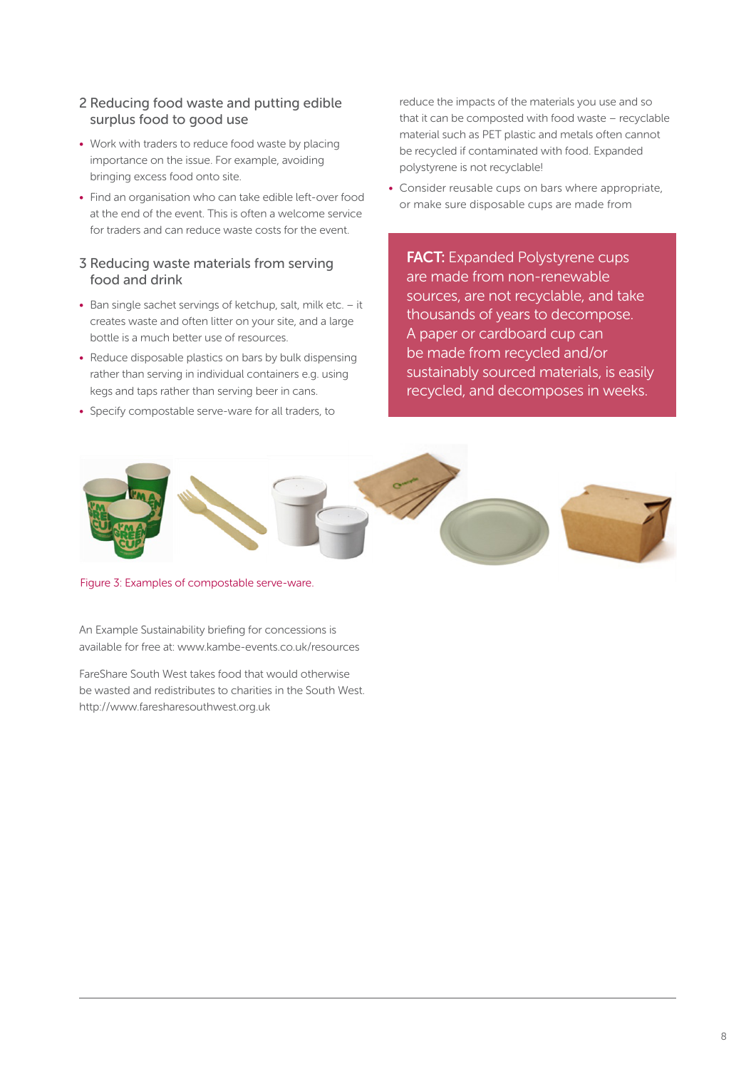## 2 Reducing food waste and putting edible surplus food to good use

- Work with traders to reduce food waste by placing importance on the issue. For example, avoiding bringing excess food onto site.
- Find an organisation who can take edible left-over food at the end of the event. This is often a welcome service for traders and can reduce waste costs for the event.

## 3 Reducing waste materials from serving food and drink

- Ban single sachet servings of ketchup, salt, milk etc. – it creates waste and often litter on your site, and a large bottle is a much better use of resources.
- Reduce disposable plastics on bars by bulk dispensing rather than serving in individual containers e.g. using kegs and taps rather than serving beer in cans.
- Specify compostable serve-ware for all traders, to reduce the impacts of the materials you use and so that it can be composted with food waste – recyclable material such as PET plastic and metals often cannot be recycled if contaminated with food. Expanded polystyrene is not recyclable!
- Consider reusable cups on bars where appropriate, or make sure disposable cups are made from

**FACT:** Expanded Polystyrene cups are made from non-renewable sources, are not recyclable, and take thousands of years to decompose. A paper or cardboard cup can be made from recycled and/or sustainably sourced materials, is easily recycled, and decomposes in weeks.

Figure 3: Examples of compostable serve-ware.

An Example Sustainability briefing for concessions is available for free at: www.kambe-events.co.uk/resources

FareShare South West takes food that would otherwise be wasted and redistributes to charities in the South West. http://www.faresharesouthwest.org.uk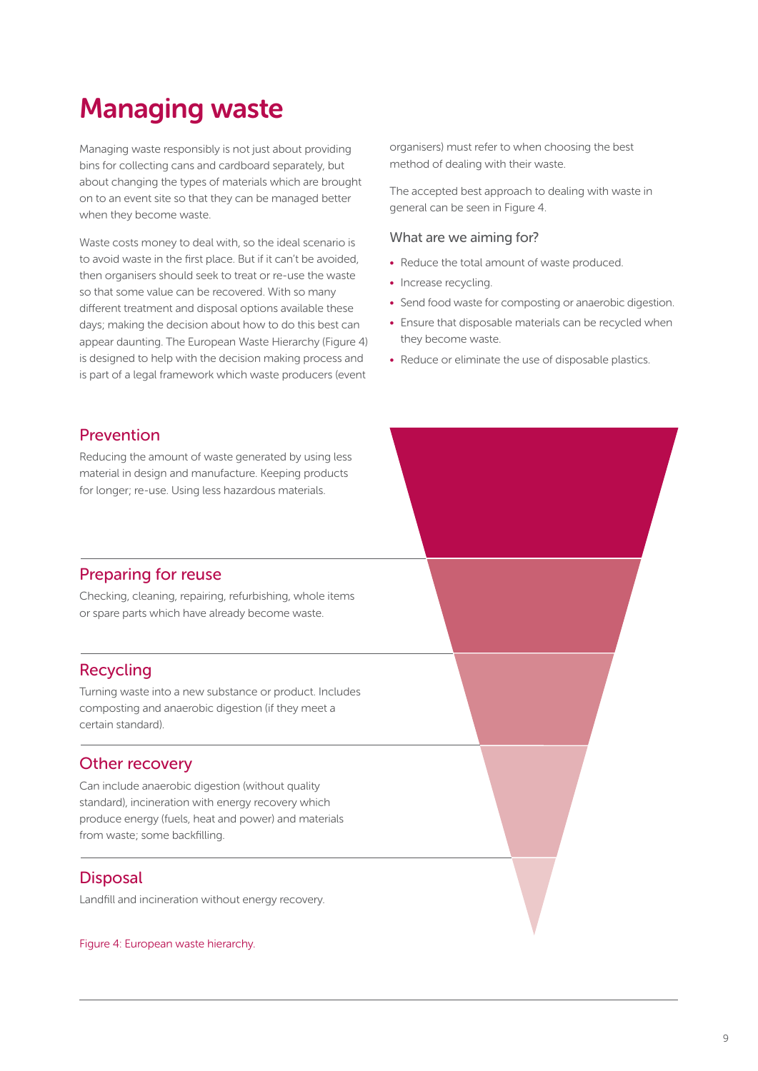# Managing waste

Managing waste responsibly is not just about providing bins for collecting cans and cardboard separately, but about changing the types of materials which are brought on to an event site so that they can be managed better when they become waste.

Waste costs money to deal with, so the ideal scenario is to avoid waste in the first place. But if it can't be avoided, then organisers should seek to treat or re-use the waste so that some value can be recovered. With so many different treatment and disposal options available these days; making the decision about how to do this best can appear daunting. The European Waste Hierarchy (Figure 4) is designed to help with the decision making process and is part of a legal framework which waste producers (event organisers) must refer to when choosing the best method of dealing with their waste.

The accepted best approach to dealing with waste in general can be seen in Figure 4.

### What are we aiming for?

- Reduce the total amount of waste produced.
- Increase recycling.
- Send food waste for composting or anaerobic digestion.
- Ensure that disposable materials can be recycled when they become waste.
- Reduce or eliminate the use of disposable plastics.

## Prevention

Reducing the amount of waste generated by using less material in design and manufacture. Keeping products for longer; re-use. Using less hazardous materials.

## Preparing for reuse

Checking, cleaning, repairing, refurbishing, whole items or spare parts which have already become waste.

## Recycling

Turning waste into a new substance or product. Includes composting and anaerobic digestion (if they meet a certain standard).

## Other recovery

Can include anaerobic digestion (without quality standard), incineration with energy recovery which produce energy (fuels, heat and power) and materials from waste; some backfilling.

## Disposal

Landfill and incineration without energy recovery.

Figure 4: European waste hierarchy.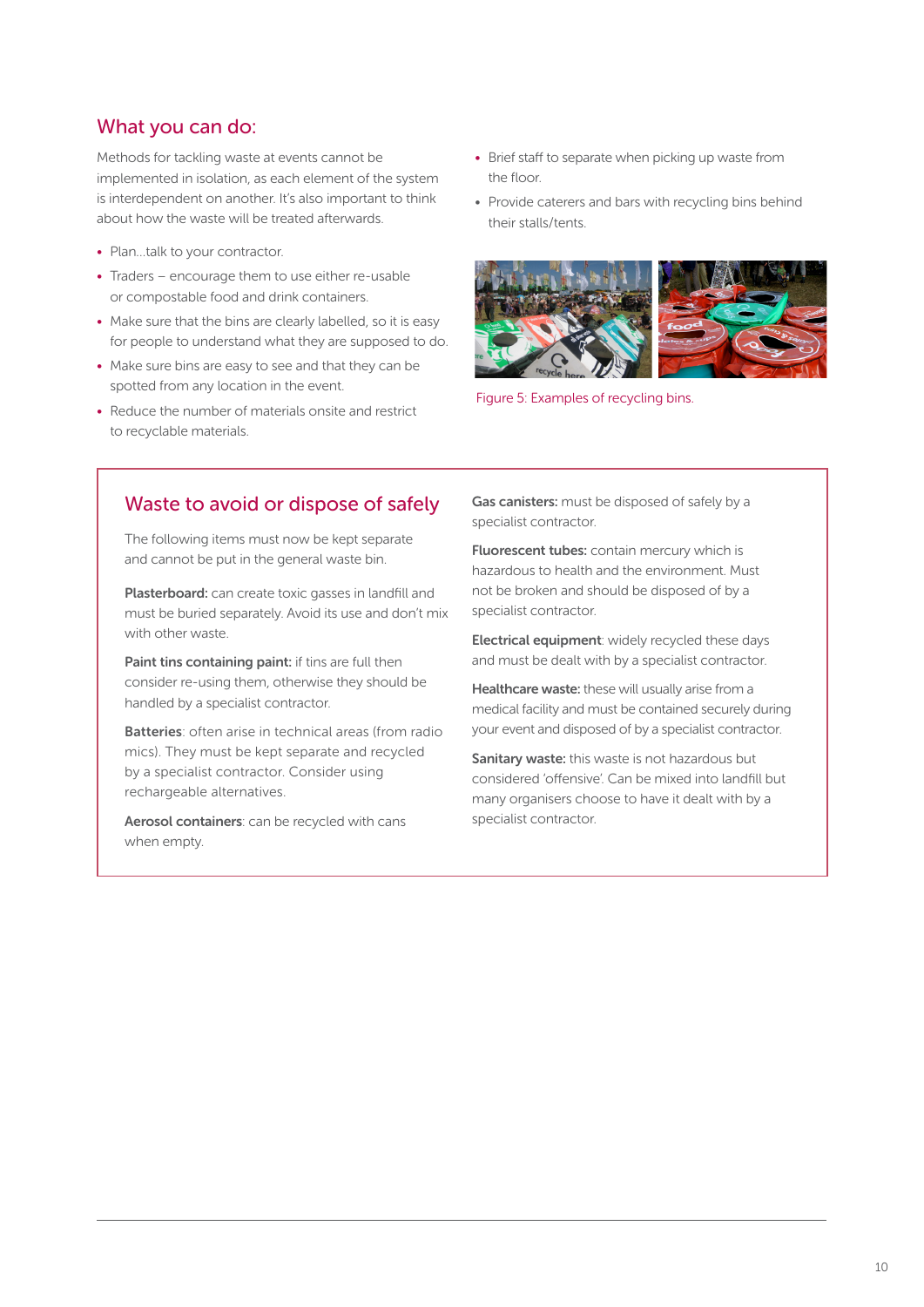## What you can do:

Methods for tackling waste at events cannot be implemented in isolation, as each element of the system is interdependent on another. It's also important to think about how the waste will be treated afterwards.

- Plan...talk to your contractor.
- Traders – encourage them to use either re-usable or compostable food and drink containers.
- Make sure that the bins are clearly labelled, so it is easy for people to understand what they are supposed to do.
- Make sure bins are easy to see and that they can be spotted from any location in the event.
- Reduce the number of materials onsite and restrict to recyclable materials.
- Brief staff to separate when picking up waste from the floor.
- Provide caterers and bars with recycling bins behind their stalls/tents.

Figure 5: Examples of recycling bins.

## Waste to avoid or dispose of safely

The following items must now be kept separate and cannot be put in the general waste bin.

**Plasterboard:** can create toxic gasses in landfill and must be buried separately. Avoid its use and don't mix with other waste.

**Paint tins containing paint:** if tins are full then consider re-using them, otherwise they should be handled by a specialist contractor.

**Batteries**: often arise in technical areas (from radio mics). They must be kept separate and recycled by a specialist contractor. Consider using rechargeable alternatives.

**Aerosol containers**: can be recycled with cans when empty.

**Gas canisters:** must be disposed of safely by a specialist contractor.

**Fluorescent tubes:** contain mercury which is hazardous to health and the environment. Must not be broken and should be disposed of by a specialist contractor.

**Electrical equipment**: widely recycled these days and must be dealt with by a specialist contractor.

**Healthcare waste:** these will usually arise from a medical facility and must be contained securely during your event and disposed of by a specialist contractor.

**Sanitary waste:** this waste is not hazardous but considered 'offensive'. Can be mixed into landfill but many organisers choose to have it dealt with by a specialist contractor.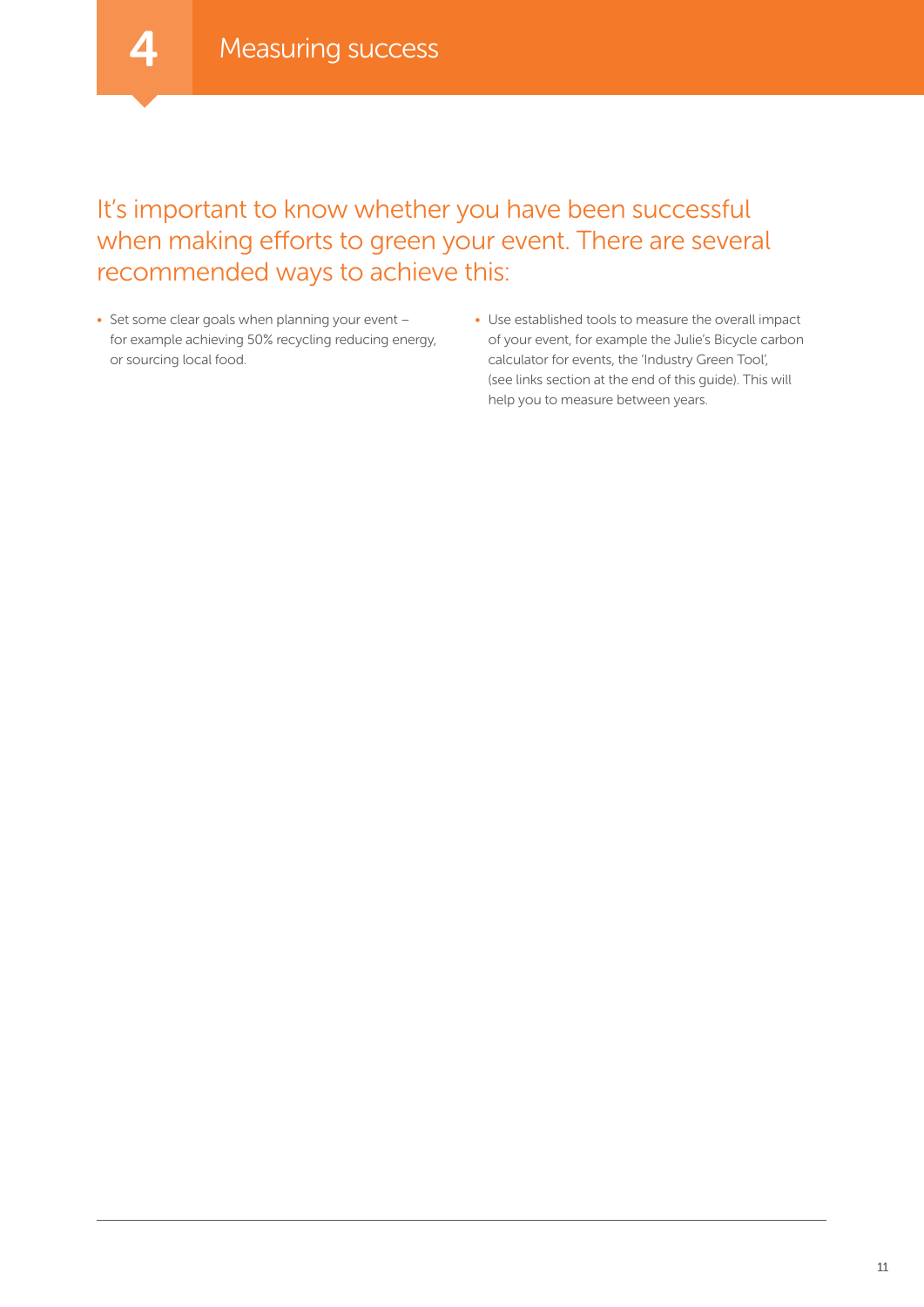# 4 Measuring success

## It's important to know whether you have been successful when making efforts to green your event. There are several recommended ways to achieve this:

- Set some clear goals when planning your event – for example achieving 50% recycling reducing energy, or sourcing local food.
- Use established tools to measure the overall impact of your event, for example the Julie's Bicycle carbon calculator for events, the 'Industry Green Tool', (see links section at the end of this guide). This will help you to measure between years.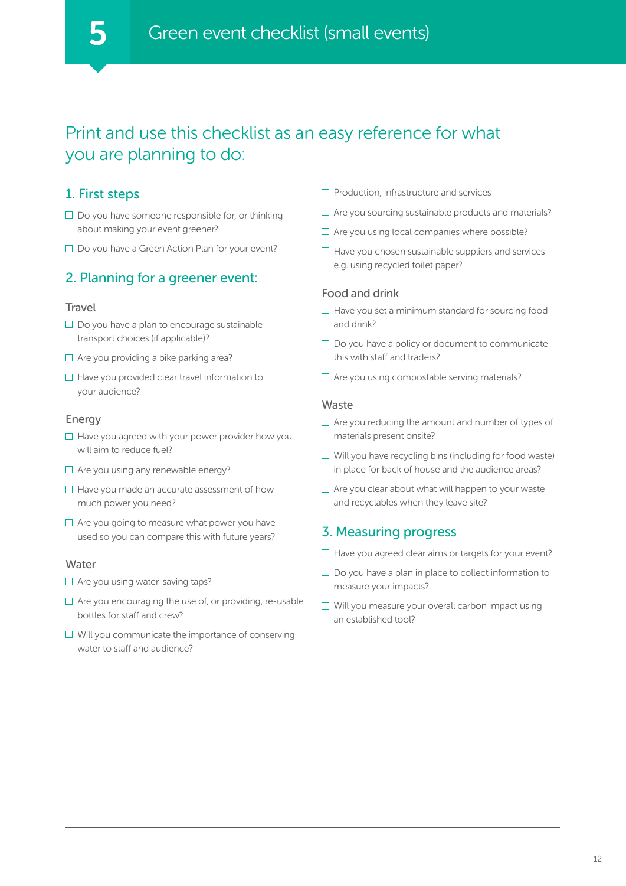# 5 Green event checklist (small events)

## Print and use this checklist as an easy reference for what you are planning to do:

### 1. First steps

- ☐ Do you have someone responsible for, or thinking about making your event greener?
- ☐ Do you have a Green Action Plan for your event?

### 2. Planning for a greener event:

#### Travel

- ☐ Do you have a plan to encourage sustainable transport choices (if applicable)?
- ☐ Are you providing a bike parking area?
- ☐ Have you provided clear travel information to your audience?

#### Energy

- ☐ Have you agreed with your power provider how you will aim to reduce fuel?
- ☐ Are you using any renewable energy?
- ☐ Have you made an accurate assessment of how much power you need?
- ☐ Are you going to measure what power you have used so you can compare this with future years?

#### Water

- ☐ Are you using water-saving taps?
- ☐ Are you encouraging the use of, or providing, re-usable bottles for staff and crew?
- ☐ Will you communicate the importance of conserving water to staff and audience?

- ☐ Production, infrastructure and services
- ☐ Are you sourcing sustainable products and materials?
- ☐ Are you using local companies where possible?
- ☐ Have you chosen sustainable suppliers and services – e.g. using recycled toilet paper?

#### Food and drink

- ☐ Have you set a minimum standard for sourcing food and drink?
- ☐ Do you have a policy or document to communicate this with staff and traders?
- ☐ Are you using compostable serving materials?

#### Waste

- ☐ Are you reducing the amount and number of types of materials present onsite?
- ☐ Will you have recycling bins (including for food waste) in place for back of house and the audience areas?
- ☐ Are you clear about what will happen to your waste and recyclables when they leave site?

### 3. Measuring progress

- ☐ Have you agreed clear aims or targets for your event?
- ☐ Do you have a plan in place to collect information to measure your impacts?
- ☐ Will you measure your overall carbon impact using an established tool?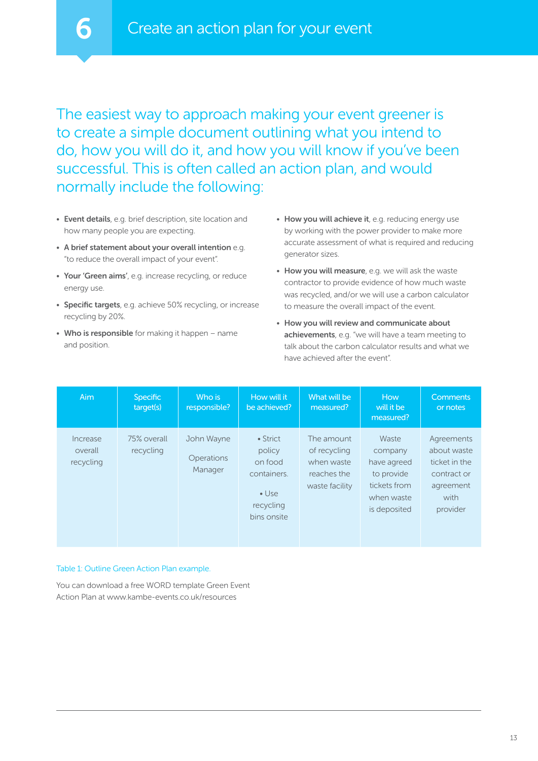# 6 Create an action plan for your event

The easiest way to approach making your event greener is to create a simple document outlining what you intend to do, how you will do it, and how you will know if you've been successful. This is often called an action plan, and would normally include the following:

- **Event details**, e.g. brief description, site location and how many people you are expecting.
- **A brief statement about your overall intention** e.g. "to reduce the overall impact of your event".
- **Your 'Green aims'**, e.g. increase recycling, or reduce energy use.
- **Specific targets**, e.g. achieve 50% recycling, or increase recycling by 20%.
- **Who is responsible** for making it happen – name and position.
- **How you will achieve it**, e.g. reducing energy use by working with the power provider to make more accurate assessment of what is required and reducing generator sizes.
- **How you will measure**, e.g. we will ask the waste contractor to provide evidence of how much waste was recycled, and/or we will use a carbon calculator to measure the overall impact of the event.
- **How you will review and communicate about achievements**, e.g. "we will have a team meeting to talk about the carbon calculator results and what we have achieved after the event".

| Aim | Specific target(s) | Who is responsible? | How will it be achieved? | What will be measured? | How will it be measured? | Comments or notes |
|---|---|---|---|---|---|---|
| Increase overall recycling | 75% overall recycling | John Wayne<br><br>Operations Manager | • Strict policy on food containers.<br><br>• Use recycling bins onsite | The amount of recycling when waste reaches the waste facility | Waste company have agreed to provide tickets from when waste is deposited | Agreements about waste ticket in the contract or agreement with provider |

Table 1: Outline Green Action Plan example.

You can download a free WORD template Green Event Action Plan at www.kambe-events.co.uk/resources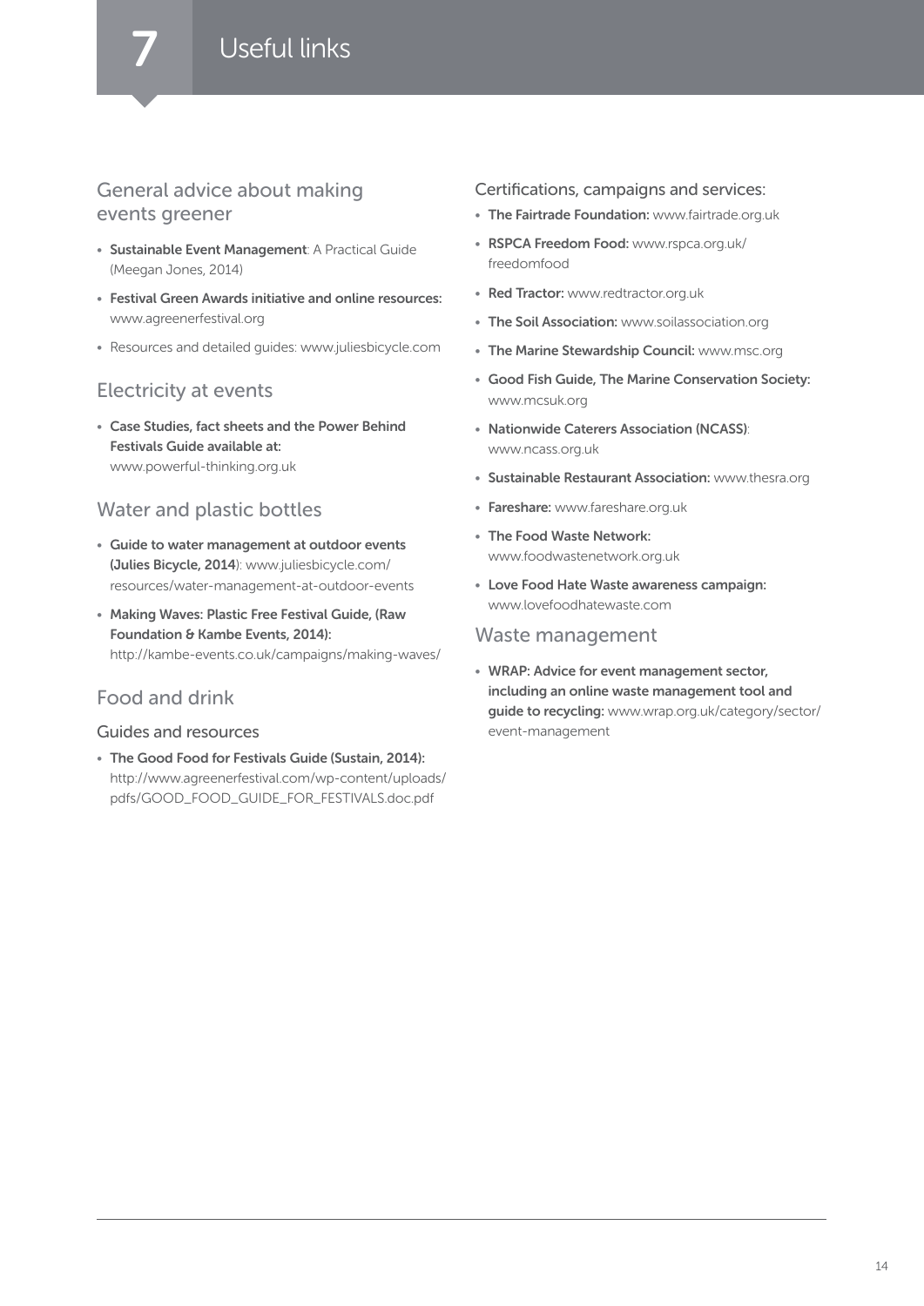# 7 Useful links

## General advice about making events greener

- **Sustainable Event Management**: A Practical Guide (Meegan Jones, 2014)
- **Festival Green Awards initiative and online resources:** www.agreenerfestival.org
- Resources and detailed guides: www.juliesbicycle.com

## Electricity at events

- **Case Studies, fact sheets and the Power Behind Festivals Guide available at:** www.powerful-thinking.org.uk

## Water and plastic bottles

- **Guide to water management at outdoor events (Julies Bicycle, 2014)**: www.juliesbicycle.com/resources/water-management-at-outdoor-events
- **Making Waves: Plastic Free Festival Guide, (Raw Foundation & Kambe Events, 2014):** http://kambe-events.co.uk/campaigns/making-waves/

## Food and drink

### Guides and resources

- **The Good Food for Festivals Guide (Sustain, 2014):** http://www.agreenerfestival.com/wp-content/uploads/pdfs/GOOD_FOOD_GUIDE_FOR_FESTIVALS.doc.pdf

### Certifications, campaigns and services:

- **The Fairtrade Foundation:** www.fairtrade.org.uk
- **RSPCA Freedom Food:** www.rspca.org.uk/freedomfood
- **Red Tractor:** www.redtractor.org.uk
- **The Soil Association:** www.soilassociation.org
- **The Marine Stewardship Council:** www.msc.org
- **Good Fish Guide, The Marine Conservation Society:** www.mcsuk.org
- **Nationwide Caterers Association (NCASS)**: www.ncass.org.uk
- **Sustainable Restaurant Association:** www.thesra.org
- **Fareshare:** www.fareshare.org.uk
- **The Food Waste Network:** www.foodwastenetwork.org.uk
- **Love Food Hate Waste awareness campaign:** www.lovefoodhatewaste.com

## Waste management

- **WRAP: Advice for event management sector, including an online waste management tool and guide to recycling:** www.wrap.org.uk/category/sector/event-management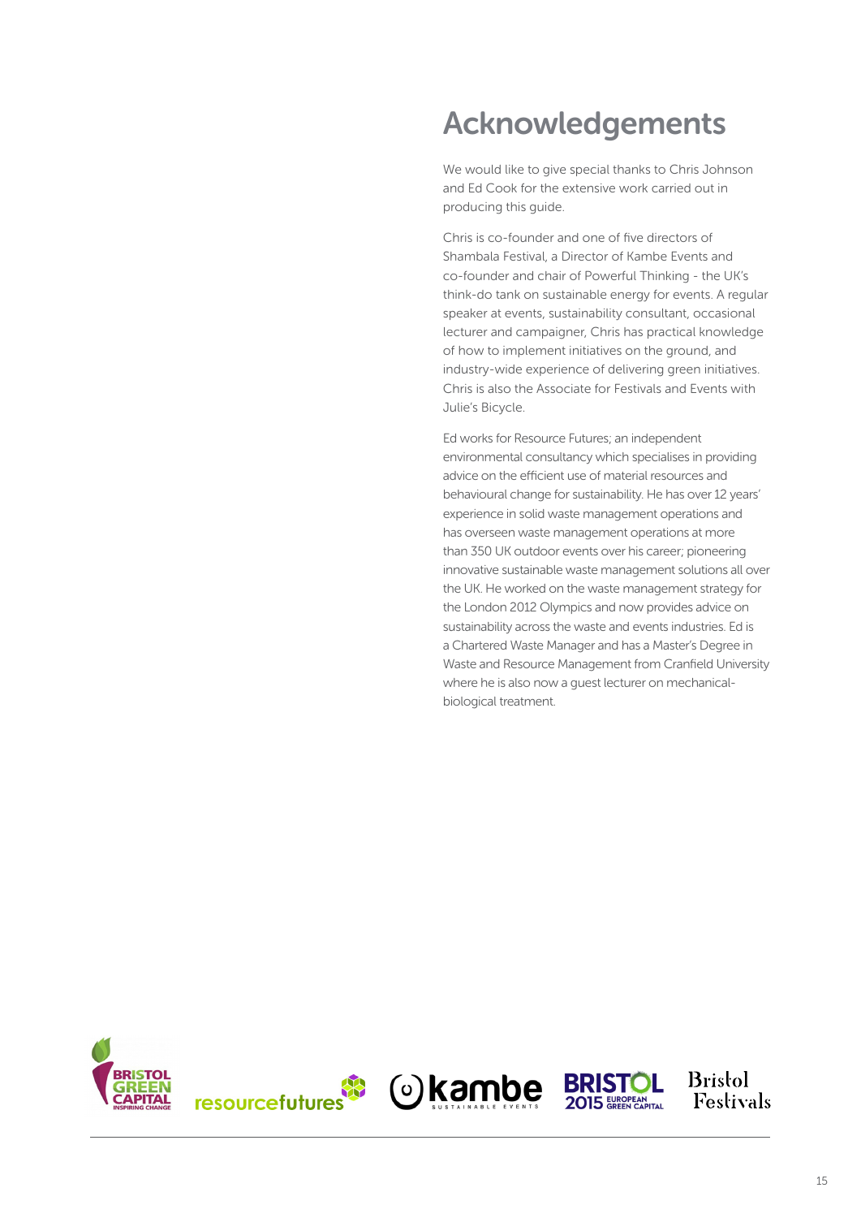# Acknowledgements

We would like to give special thanks to Chris Johnson and Ed Cook for the extensive work carried out in producing this guide.

Chris is co-founder and one of five directors of Shambala Festival, a Director of Kambe Events and co-founder and chair of Powerful Thinking - the UK's think-do tank on sustainable energy for events. A regular speaker at events, sustainability consultant, occasional lecturer and campaigner, Chris has practical knowledge of how to implement initiatives on the ground, and industry-wide experience of delivering green initiatives. Chris is also the Associate for Festivals and Events with Julie's Bicycle.

Ed works for Resource Futures; an independent environmental consultancy which specialises in providing advice on the efficient use of material resources and behavioural change for sustainability. He has over 12 years' experience in solid waste management operations and has overseen waste management operations at more than 350 UK outdoor events over his career; pioneering innovative sustainable waste management solutions all over the UK. He worked on the waste management strategy for the London 2012 Olympics and now provides advice on sustainability across the waste and events industries. Ed is a Chartered Waste Manager and has a Master's Degree in Waste and Resource Management from Cranfield University where he is also now a guest lecturer on mechanical-biological treatment.

BRISTOL GREEN CAPITAL INSPIRING CHANGE

resourcefutures

kambe SUSTAINABLE EVENTS

BRISTOL 2015 EUROPEAN GREEN CAPITAL

Bristol Festivals